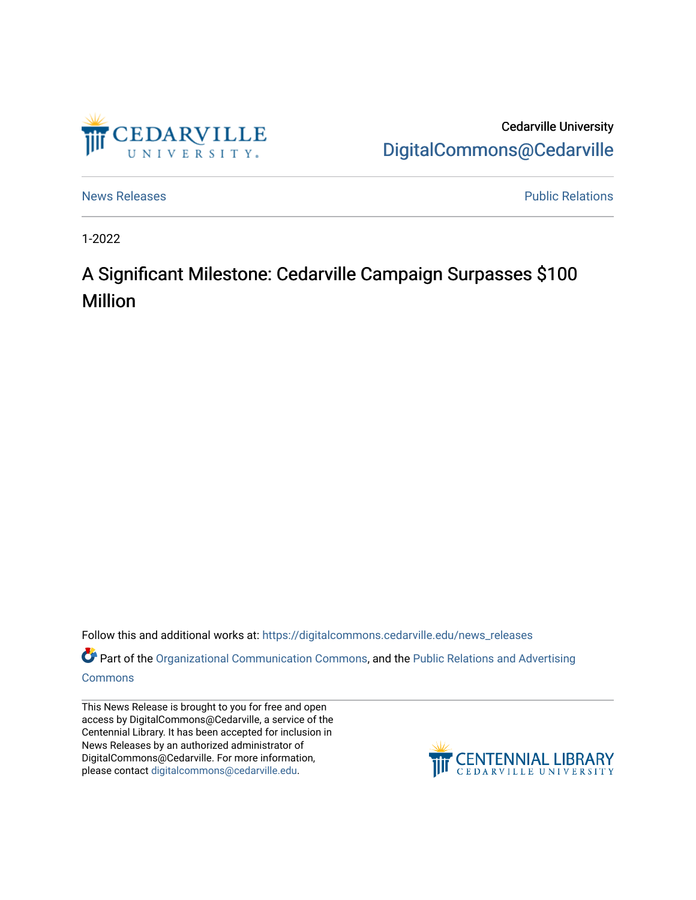Cedarville University
DigitalCommons@Cedarville

News Releases | Public Relations

1-2022

# A Significant Milestone: Cedarville Campaign Surpasses $100 Million

Follow this and additional works at: https://digitalcommons.cedarville.edu/news_releases

Part of the Organizational Communication Commons, and the Public Relations and Advertising Commons

This News Release is brought to you for free and open access by DigitalCommons@Cedarville, a service of the Centennial Library. It has been accepted for inclusion in News Releases by an authorized administrator of DigitalCommons@Cedarville. For more information, please contact digitalcommons@cedarville.edu.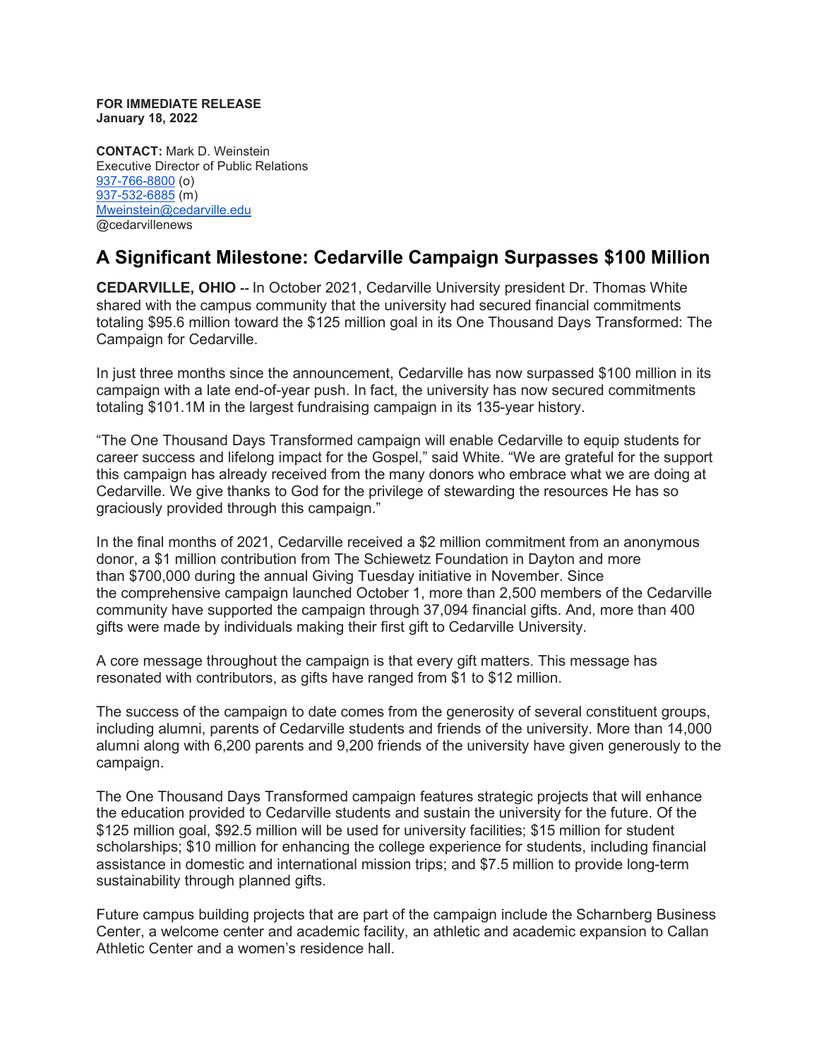**FOR IMMEDIATE RELEASE**
**January 18, 2022**

**CONTACT:** Mark D. Weinstein
Executive Director of Public Relations
937-766-8800 (o)
937-532-6885 (m)
Mweinstein@cedarville.edu
@cedarvillenews

## A Significant Milestone: Cedarville Campaign Surpasses $100 Million

**CEDARVILLE, OHIO** -- In October 2021, Cedarville University president Dr. Thomas White shared with the campus community that the university had secured financial commitments totaling $95.6 million toward the $125 million goal in its One Thousand Days Transformed: The Campaign for Cedarville.

In just three months since the announcement, Cedarville has now surpassed $100 million in its campaign with a late end-of-year push. In fact, the university has now secured commitments totaling $101.1M in the largest fundraising campaign in its 135-year history.

"The One Thousand Days Transformed campaign will enable Cedarville to equip students for career success and lifelong impact for the Gospel," said White. "We are grateful for the support this campaign has already received from the many donors who embrace what we are doing at Cedarville. We give thanks to God for the privilege of stewarding the resources He has so graciously provided through this campaign."

In the final months of 2021, Cedarville received a $2 million commitment from an anonymous donor, a $1 million contribution from The Schiewetz Foundation in Dayton and more than $700,000 during the annual Giving Tuesday initiative in November. Since the comprehensive campaign launched October 1, more than 2,500 members of the Cedarville community have supported the campaign through 37,094 financial gifts. And, more than 400 gifts were made by individuals making their first gift to Cedarville University.

A core message throughout the campaign is that every gift matters. This message has resonated with contributors, as gifts have ranged from $1 to $12 million.

The success of the campaign to date comes from the generosity of several constituent groups, including alumni, parents of Cedarville students and friends of the university. More than 14,000 alumni along with 6,200 parents and 9,200 friends of the university have given generously to the campaign.

The One Thousand Days Transformed campaign features strategic projects that will enhance the education provided to Cedarville students and sustain the university for the future. Of the $125 million goal, $92.5 million will be used for university facilities; $15 million for student scholarships; $10 million for enhancing the college experience for students, including financial assistance in domestic and international mission trips; and $7.5 million to provide long-term sustainability through planned gifts.

Future campus building projects that are part of the campaign include the Scharnberg Business Center, a welcome center and academic facility, an athletic and academic expansion to Callan Athletic Center and a women's residence hall.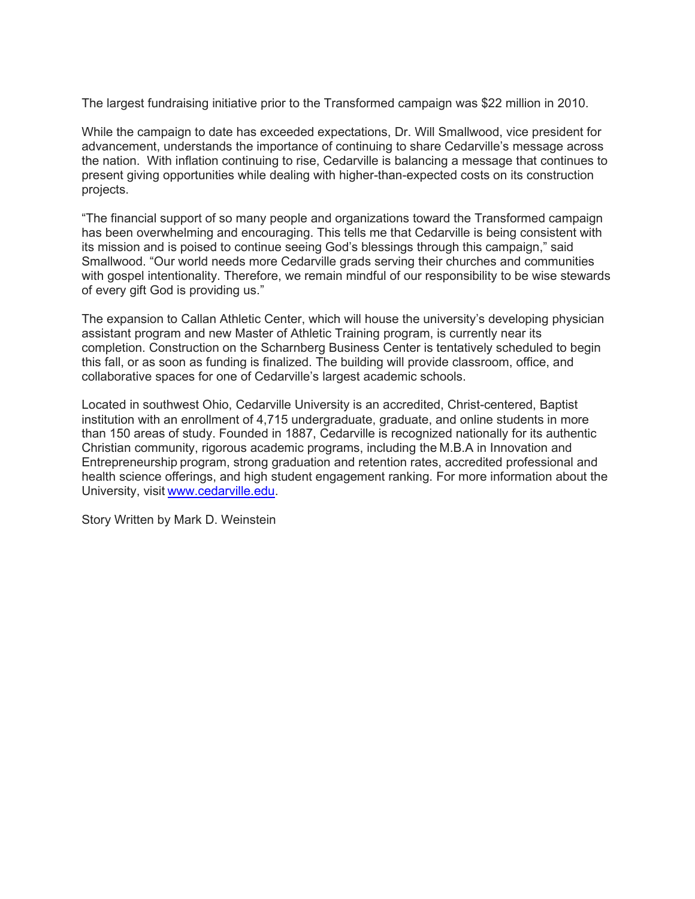The largest fundraising initiative prior to the Transformed campaign was $22 million in 2010.

While the campaign to date has exceeded expectations, Dr. Will Smallwood, vice president for advancement, understands the importance of continuing to share Cedarville's message across the nation. With inflation continuing to rise, Cedarville is balancing a message that continues to present giving opportunities while dealing with higher-than-expected costs on its construction projects.

"The financial support of so many people and organizations toward the Transformed campaign has been overwhelming and encouraging. This tells me that Cedarville is being consistent with its mission and is poised to continue seeing God's blessings through this campaign," said Smallwood. "Our world needs more Cedarville grads serving their churches and communities with gospel intentionality. Therefore, we remain mindful of our responsibility to be wise stewards of every gift God is providing us."

The expansion to Callan Athletic Center, which will house the university's developing physician assistant program and new Master of Athletic Training program, is currently near its completion. Construction on the Scharnberg Business Center is tentatively scheduled to begin this fall, or as soon as funding is finalized. The building will provide classroom, office, and collaborative spaces for one of Cedarville's largest academic schools.

Located in southwest Ohio, Cedarville University is an accredited, Christ-centered, Baptist institution with an enrollment of 4,715 undergraduate, graduate, and online students in more than 150 areas of study. Founded in 1887, Cedarville is recognized nationally for its authentic Christian community, rigorous academic programs, including the M.B.A in Innovation and Entrepreneurship program, strong graduation and retention rates, accredited professional and health science offerings, and high student engagement ranking. For more information about the University, visit [www.cedarville.edu](http://www.cedarville.edu).

Story Written by Mark D. Weinstein